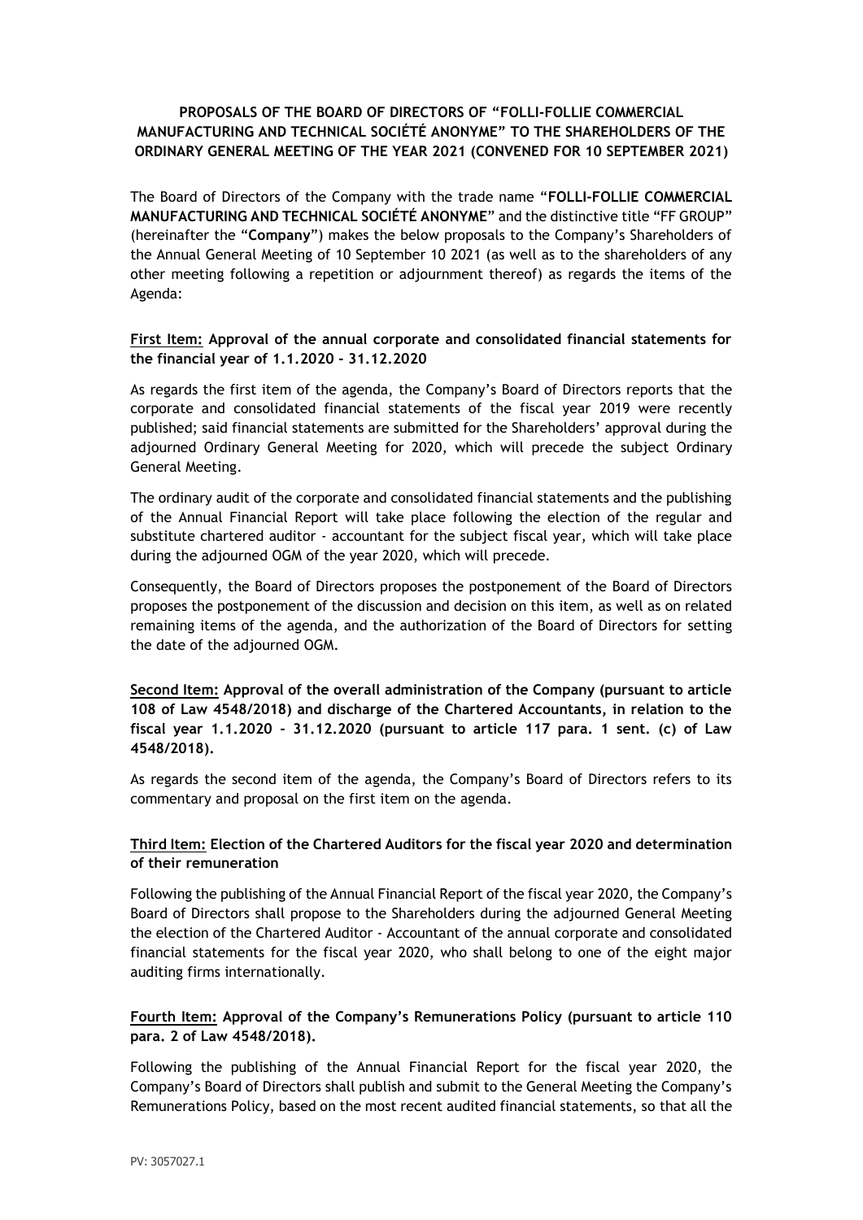**PROPOSALS OF THE BOARD OF DIRECTORS OF "FOLLI-FOLLIE COMMERCIAL MANUFACTURING AND TECHNICAL SOCIÉTÉ ANONYME" TO THE SHAREHOLDERS OF THE ORDINARY GENERAL MEETING OF THE YEAR 2021 (CONVENED FOR 10 SEPTEMBER 2021)**

The Board of Directors of the Company with the trade name "**FOLLI-FOLLIE COMMERCIAL MANUFACTURING AND TECHNICAL SOCIÉTÉ ANONYME**" and the distinctive title "FF GROUP" (hereinafter the "**Company**") makes the below proposals to the Company's Shareholders of the Annual General Meeting of 10 September 10 2021 (as well as to the shareholders of any other meeting following a repetition or adjournment thereof) as regards the items of the Agenda:

**First Item: Approval of the annual corporate and consolidated financial statements for the financial year of 1.1.2020 - 31.12.2020**

As regards the first item of the agenda, the Company's Board of Directors reports that the corporate and consolidated financial statements of the fiscal year 2019 were recently published; said financial statements are submitted for the Shareholders' approval during the adjourned Ordinary General Meeting for 2020, which will precede the subject Ordinary General Meeting.

The ordinary audit of the corporate and consolidated financial statements and the publishing of the Annual Financial Report will take place following the election of the regular and substitute chartered auditor - accountant for the subject fiscal year, which will take place during the adjourned OGM of the year 2020, which will precede.

Consequently, the Board of Directors proposes the postponement of the Board of Directors proposes the postponement of the discussion and decision on this item, as well as on related remaining items of the agenda, and the authorization of the Board of Directors for setting the date of the adjourned OGM.

**Second Item: Approval of the overall administration of the Company (pursuant to article 108 of Law 4548/2018) and discharge of the Chartered Accountants, in relation to the fiscal year 1.1.2020 - 31.12.2020 (pursuant to article 117 para. 1 sent. (c) of Law 4548/2018).**

As regards the second item of the agenda, the Company's Board of Directors refers to its commentary and proposal on the first item on the agenda.

**Third Item: Election of the Chartered Auditors for the fiscal year 2020 and determination of their remuneration**

Following the publishing of the Annual Financial Report of the fiscal year 2020, the Company's Board of Directors shall propose to the Shareholders during the adjourned General Meeting the election of the Chartered Auditor - Accountant of the annual corporate and consolidated financial statements for the fiscal year 2020, who shall belong to one of the eight major auditing firms internationally.

**Fourth Item: Approval of the Company's Remunerations Policy (pursuant to article 110 para. 2 of Law 4548/2018).**

Following the publishing of the Annual Financial Report for the fiscal year 2020, the Company's Board of Directors shall publish and submit to the General Meeting the Company's Remunerations Policy, based on the most recent audited financial statements, so that all the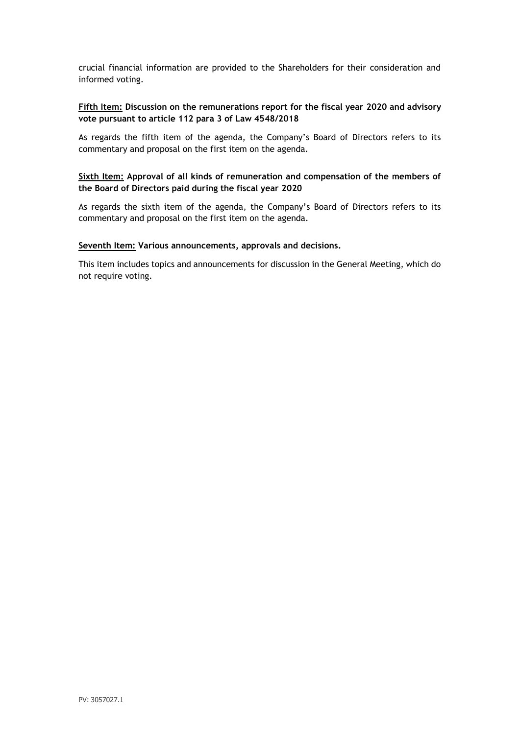crucial financial information are provided to the Shareholders for their consideration and informed voting.

**<u>Fifth Item:</u> Discussion on the remunerations report for the fiscal year 2020 and advisory vote pursuant to article 112 para 3 of Law 4548/2018**

As regards the fifth item of the agenda, the Company's Board of Directors refers to its commentary and proposal on the first item on the agenda.

**<u>Sixth Item:</u> Approval of all kinds of remuneration and compensation of the members of the Board of Directors paid during the fiscal year 2020**

As regards the sixth item of the agenda, the Company's Board of Directors refers to its commentary and proposal on the first item on the agenda.

**<u>Seventh Item:</u> Various announcements, approvals and decisions.**

This item includes topics and announcements for discussion in the General Meeting, which do not require voting.

PV: 3057027.1